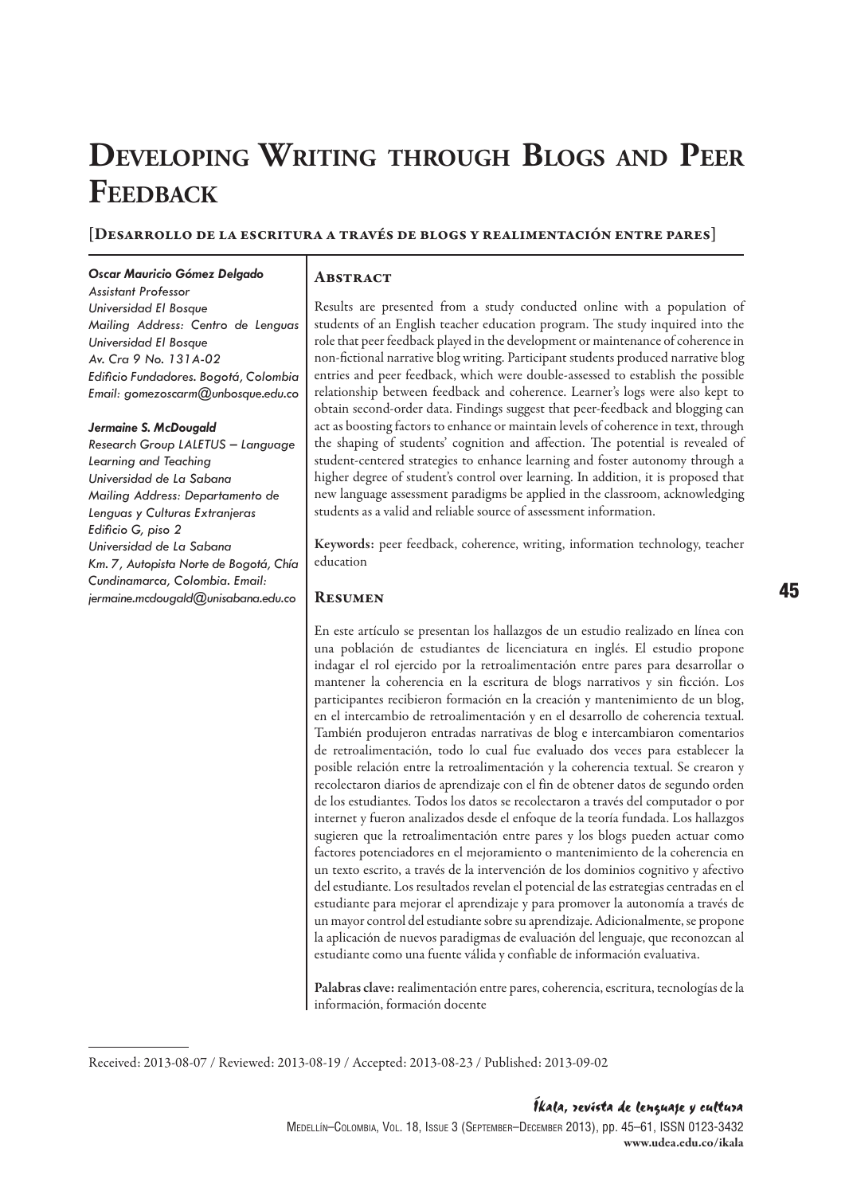# Developing Writing through Blogs and Peer Feedback

## [Desarrollo de la escritura a través de blogs y realimentación entre pares]

***Oscar Mauricio Gómez Delgado***
*Assistant Professor*
*Universidad El Bosque*
*Mailing Address: Centro de Lenguas Universidad El Bosque*
*Av. Cra 9 No. 131A-02*
*Edificio Fundadores. Bogotá, Colombia*
*Email: gomezoscarm@unbosque.edu.co*

***Jermaine S. McDougald***
*Research Group LALETUS – Language Learning and Teaching*
*Universidad de La Sabana*
*Mailing Address: Departamento de Lenguas y Culturas Extranjeras*
*Edificio G, piso 2*
*Universidad de La Sabana*
*Km. 7, Autopista Norte de Bogotá, Chía Cundinamarca, Colombia. Email: jermaine.mcdougald@unisabana.edu.co*

### Abstract

Results are presented from a study conducted online with a population of students of an English teacher education program. The study inquired into the role that peer feedback played in the development or maintenance of coherence in non-fictional narrative blog writing. Participant students produced narrative blog entries and peer feedback, which were double-assessed to establish the possible relationship between feedback and coherence. Learner's logs were also kept to obtain second-order data. Findings suggest that peer-feedback and blogging can act as boosting factors to enhance or maintain levels of coherence in text, through the shaping of students' cognition and affection. The potential is revealed of student-centered strategies to enhance learning and foster autonomy through a higher degree of student's control over learning. In addition, it is proposed that new language assessment paradigms be applied in the classroom, acknowledging students as a valid and reliable source of assessment information.

**Keywords:** peer feedback, coherence, writing, information technology, teacher education

### Resumen

En este artículo se presentan los hallazgos de un estudio realizado en línea con una población de estudiantes de licenciatura en inglés. El estudio propone indagar el rol ejercido por la retroalimentación entre pares para desarrollar o mantener la coherencia en la escritura de blogs narrativos y sin ficción. Los participantes recibieron formación en la creación y mantenimiento de un blog, en el intercambio de retroalimentación y en el desarrollo de coherencia textual. También produjeron entradas narrativas de blog e intercambiaron comentarios de retroalimentación, todo lo cual fue evaluado dos veces para establecer la posible relación entre la retroalimentación y la coherencia textual. Se crearon y recolectaron diarios de aprendizaje con el fin de obtener datos de segundo orden de los estudiantes. Todos los datos se recolectaron a través del computador o por internet y fueron analizados desde el enfoque de la teoría fundada. Los hallazgos sugieren que la retroalimentación entre pares y los blogs pueden actuar como factores potenciadores en el mejoramiento o mantenimiento de la coherencia en un texto escrito, a través de la intervención de los dominios cognitivo y afectivo del estudiante. Los resultados revelan el potencial de las estrategias centradas en el estudiante para mejorar el aprendizaje y para promover la autonomía a través de un mayor control del estudiante sobre su aprendizaje. Adicionalmente, se propone la aplicación de nuevos paradigmas de evaluación del lenguaje, que reconozcan al estudiante como una fuente válida y confiable de información evaluativa.

**Palabras clave:** realimentación entre pares, coherencia, escritura, tecnologías de la información, formación docente

Received: 2013-08-07 / Reviewed: 2013-08-19 / Accepted: 2013-08-23 / Published: 2013-09-02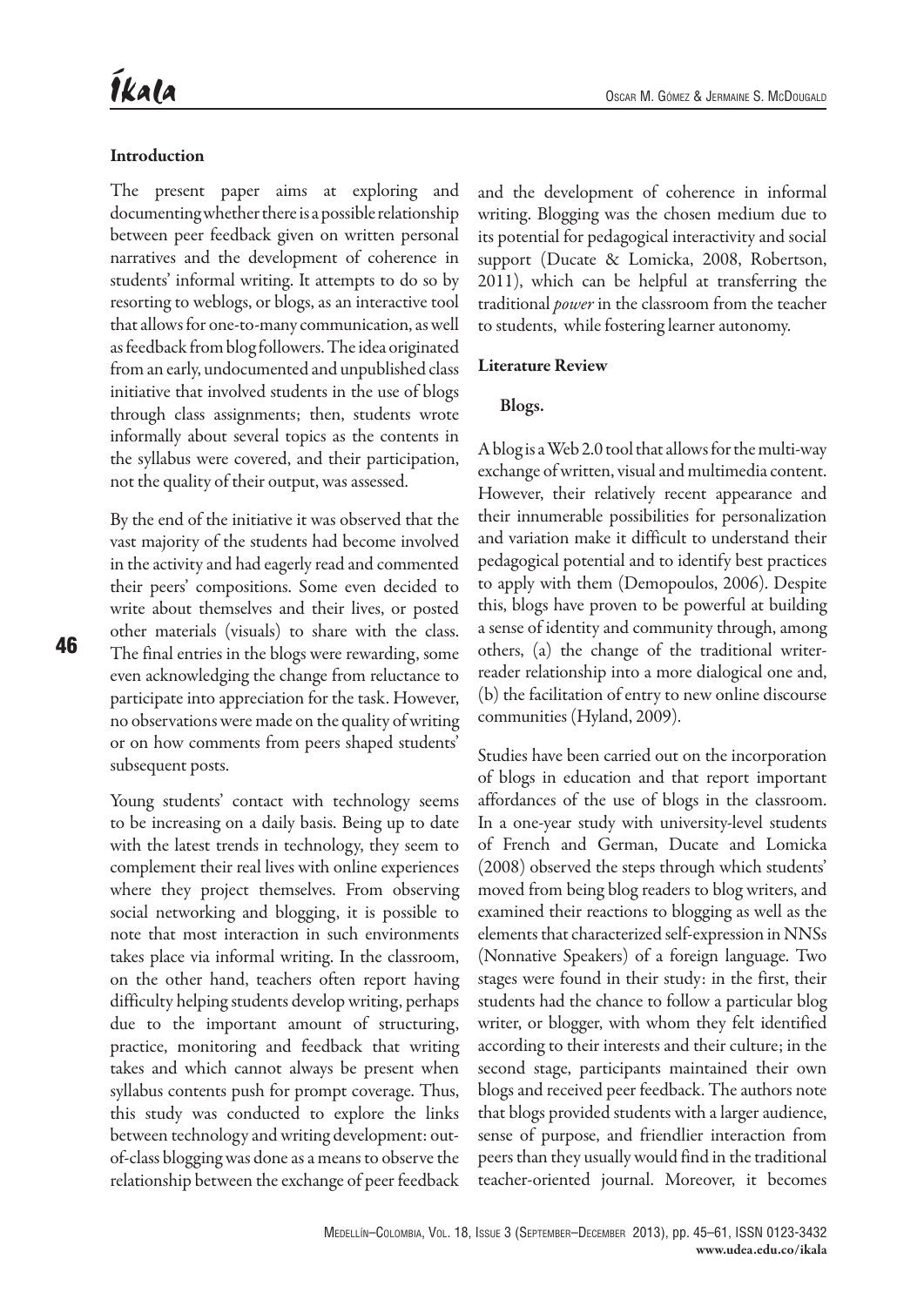## Introduction

The present paper aims at exploring and documenting whether there is a possible relationship between peer feedback given on written personal narratives and the development of coherence in students' informal writing. It attempts to do so by resorting to weblogs, or blogs, as an interactive tool that allows for one-to-many communication, as well as feedback from blog followers. The idea originated from an early, undocumented and unpublished class initiative that involved students in the use of blogs through class assignments; then, students wrote informally about several topics as the contents in the syllabus were covered, and their participation, not the quality of their output, was assessed.

By the end of the initiative it was observed that the vast majority of the students had become involved in the activity and had eagerly read and commented their peers' compositions. Some even decided to write about themselves and their lives, or posted other materials (visuals) to share with the class. The final entries in the blogs were rewarding, some even acknowledging the change from reluctance to participate into appreciation for the task. However, no observations were made on the quality of writing or on how comments from peers shaped students' subsequent posts.

Young students' contact with technology seems to be increasing on a daily basis. Being up to date with the latest trends in technology, they seem to complement their real lives with online experiences where they project themselves. From observing social networking and blogging, it is possible to note that most interaction in such environments takes place via informal writing. In the classroom, on the other hand, teachers often report having difficulty helping students develop writing, perhaps due to the important amount of structuring, practice, monitoring and feedback that writing takes and which cannot always be present when syllabus contents push for prompt coverage. Thus, this study was conducted to explore the links between technology and writing development: out-of-class blogging was done as a means to observe the relationship between the exchange of peer feedback and the development of coherence in informal writing. Blogging was the chosen medium due to its potential for pedagogical interactivity and social support (Ducate & Lomicka, 2008, Robertson, 2011), which can be helpful at transferring the traditional *power* in the classroom from the teacher to students, while fostering learner autonomy.

## Literature Review

### Blogs.

A blog is a Web 2.0 tool that allows for the multi-way exchange of written, visual and multimedia content. However, their relatively recent appearance and their innumerable possibilities for personalization and variation make it difficult to understand their pedagogical potential and to identify best practices to apply with them (Demopoulos, 2006). Despite this, blogs have proven to be powerful at building a sense of identity and community through, among others, (a) the change of the traditional writer-reader relationship into a more dialogical one and, (b) the facilitation of entry to new online discourse communities (Hyland, 2009).

Studies have been carried out on the incorporation of blogs in education and that report important affordances of the use of blogs in the classroom. In a one-year study with university-level students of French and German, Ducate and Lomicka (2008) observed the steps through which students' moved from being blog readers to blog writers, and examined their reactions to blogging as well as the elements that characterized self-expression in NNSs (Nonnative Speakers) of a foreign language. Two stages were found in their study: in the first, their students had the chance to follow a particular blog writer, or blogger, with whom they felt identified according to their interests and their culture; in the second stage, participants maintained their own blogs and received peer feedback. The authors note that blogs provided students with a larger audience, sense of purpose, and friendlier interaction from peers than they usually would find in the traditional teacher-oriented journal. Moreover, it becomes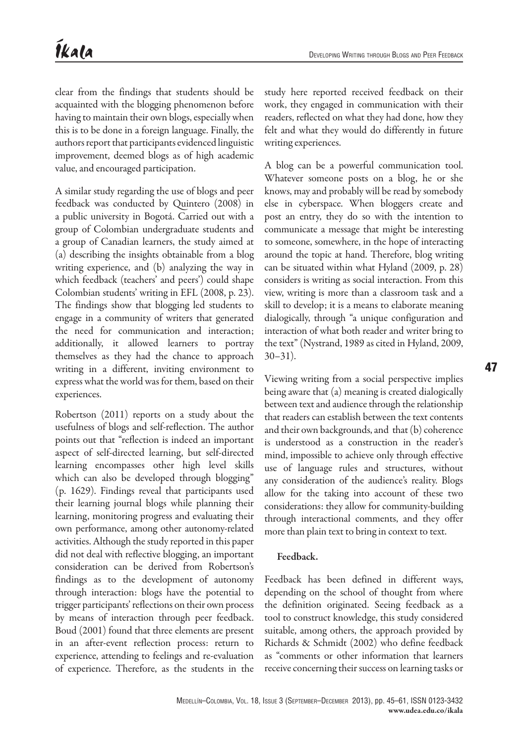clear from the findings that students should be acquainted with the blogging phenomenon before having to maintain their own blogs, especially when this is to be done in a foreign language. Finally, the authors report that participants evidenced linguistic improvement, deemed blogs as of high academic value, and encouraged participation.

A similar study regarding the use of blogs and peer feedback was conducted by Quintero (2008) in a public university in Bogotá. Carried out with a group of Colombian undergraduate students and a group of Canadian learners, the study aimed at (a) describing the insights obtainable from a blog writing experience, and (b) analyzing the way in which feedback (teachers' and peers') could shape Colombian students' writing in EFL (2008, p. 23). The findings show that blogging led students to engage in a community of writers that generated the need for communication and interaction; additionally, it allowed learners to portray themselves as they had the chance to approach writing in a different, inviting environment to express what the world was for them, based on their experiences.

Robertson (2011) reports on a study about the usefulness of blogs and self-reflection. The author points out that "reflection is indeed an important aspect of self-directed learning, but self-directed learning encompasses other high level skills which can also be developed through blogging" (p. 1629). Findings reveal that participants used their learning journal blogs while planning their learning, monitoring progress and evaluating their own performance, among other autonomy-related activities. Although the study reported in this paper did not deal with reflective blogging, an important consideration can be derived from Robertson's findings as to the development of autonomy through interaction: blogs have the potential to trigger participants' reflections on their own process by means of interaction through peer feedback. Boud (2001) found that three elements are present in an after-event reflection process: return to experience, attending to feelings and re-evaluation of experience. Therefore, as the students in the study here reported received feedback on their work, they engaged in communication with their readers, reflected on what they had done, how they felt and what they would do differently in future writing experiences.

A blog can be a powerful communication tool. Whatever someone posts on a blog, he or she knows, may and probably will be read by somebody else in cyberspace. When bloggers create and post an entry, they do so with the intention to communicate a message that might be interesting to someone, somewhere, in the hope of interacting around the topic at hand. Therefore, blog writing can be situated within what Hyland (2009, p. 28) considers is writing as social interaction. From this view, writing is more than a classroom task and a skill to develop; it is a means to elaborate meaning dialogically, through "a unique configuration and interaction of what both reader and writer bring to the text" (Nystrand, 1989 as cited in Hyland, 2009, 30–31).

Viewing writing from a social perspective implies being aware that (a) meaning is created dialogically between text and audience through the relationship that readers can establish between the text contents and their own backgrounds, and that (b) coherence is understood as a construction in the reader's mind, impossible to achieve only through effective use of language rules and structures, without any consideration of the audience's reality. Blogs allow for the taking into account of these two considerations: they allow for community-building through interactional comments, and they offer more than plain text to bring in context to text.

### Feedback.

Feedback has been defined in different ways, depending on the school of thought from where the definition originated. Seeing feedback as a tool to construct knowledge, this study considered suitable, among others, the approach provided by Richards & Schmidt (2002) who define feedback as "comments or other information that learners receive concerning their success on learning tasks or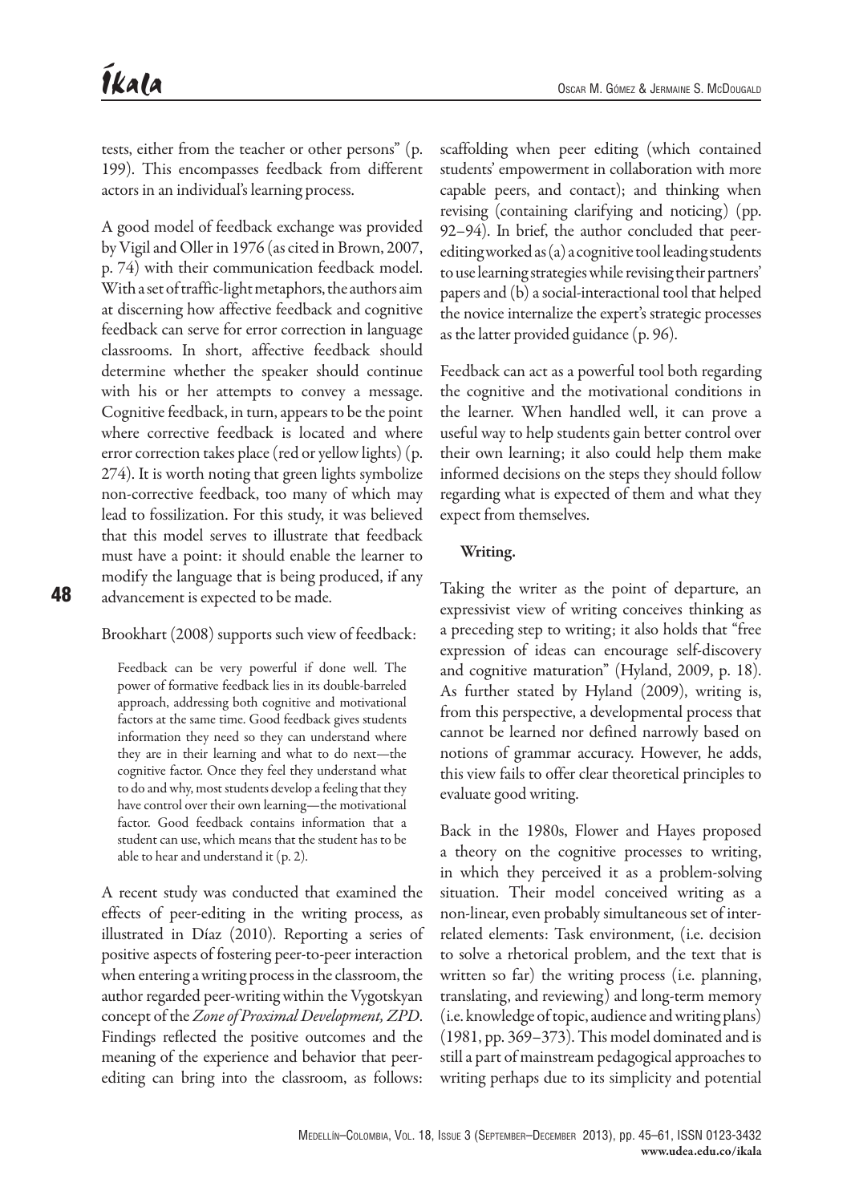tests, either from the teacher or other persons" (p. 199). This encompasses feedback from different actors in an individual's learning process.

A good model of feedback exchange was provided by Vigil and Oller in 1976 (as cited in Brown, 2007, p. 74) with their communication feedback model. With a set of traffic-light metaphors, the authors aim at discerning how affective feedback and cognitive feedback can serve for error correction in language classrooms. In short, affective feedback should determine whether the speaker should continue with his or her attempts to convey a message. Cognitive feedback, in turn, appears to be the point where corrective feedback is located and where error correction takes place (red or yellow lights) (p. 274). It is worth noting that green lights symbolize non-corrective feedback, too many of which may lead to fossilization. For this study, it was believed that this model serves to illustrate that feedback must have a point: it should enable the learner to modify the language that is being produced, if any advancement is expected to be made.

Brookhart (2008) supports such view of feedback:

> Feedback can be very powerful if done well. The power of formative feedback lies in its double-barreled approach, addressing both cognitive and motivational factors at the same time. Good feedback gives students information they need so they can understand where they are in their learning and what to do next—the cognitive factor. Once they feel they understand what to do and why, most students develop a feeling that they have control over their own learning—the motivational factor. Good feedback contains information that a student can use, which means that the student has to be able to hear and understand it (p. 2).

A recent study was conducted that examined the effects of peer-editing in the writing process, as illustrated in Díaz (2010). Reporting a series of positive aspects of fostering peer-to-peer interaction when entering a writing process in the classroom, the author regarded peer-writing within the Vygotskyan concept of the *Zone of Proximal Development, ZPD*. Findings reflected the positive outcomes and the meaning of the experience and behavior that peer-editing can bring into the classroom, as follows: scaffolding when peer editing (which contained students' empowerment in collaboration with more capable peers, and contact); and thinking when revising (containing clarifying and noticing) (pp. 92–94). In brief, the author concluded that peer-editing worked as (a) a cognitive tool leading students to use learning strategies while revising their partners' papers and (b) a social-interactional tool that helped the novice internalize the expert's strategic processes as the latter provided guidance (p. 96).

Feedback can act as a powerful tool both regarding the cognitive and the motivational conditions in the learner. When handled well, it can prove a useful way to help students gain better control over their own learning; it also could help them make informed decisions on the steps they should follow regarding what is expected of them and what they expect from themselves.

#### Writing.

Taking the writer as the point of departure, an expressivist view of writing conceives thinking as a preceding step to writing; it also holds that "free expression of ideas can encourage self-discovery and cognitive maturation" (Hyland, 2009, p. 18). As further stated by Hyland (2009), writing is, from this perspective, a developmental process that cannot be learned nor defined narrowly based on notions of grammar accuracy. However, he adds, this view fails to offer clear theoretical principles to evaluate good writing.

Back in the 1980s, Flower and Hayes proposed a theory on the cognitive processes to writing, in which they perceived it as a problem-solving situation. Their model conceived writing as a non-linear, even probably simultaneous set of inter-related elements: Task environment, (i.e. decision to solve a rhetorical problem, and the text that is written so far) the writing process (i.e. planning, translating, and reviewing) and long-term memory (i.e. knowledge of topic, audience and writing plans) (1981, pp. 369–373). This model dominated and is still a part of mainstream pedagogical approaches to writing perhaps due to its simplicity and potential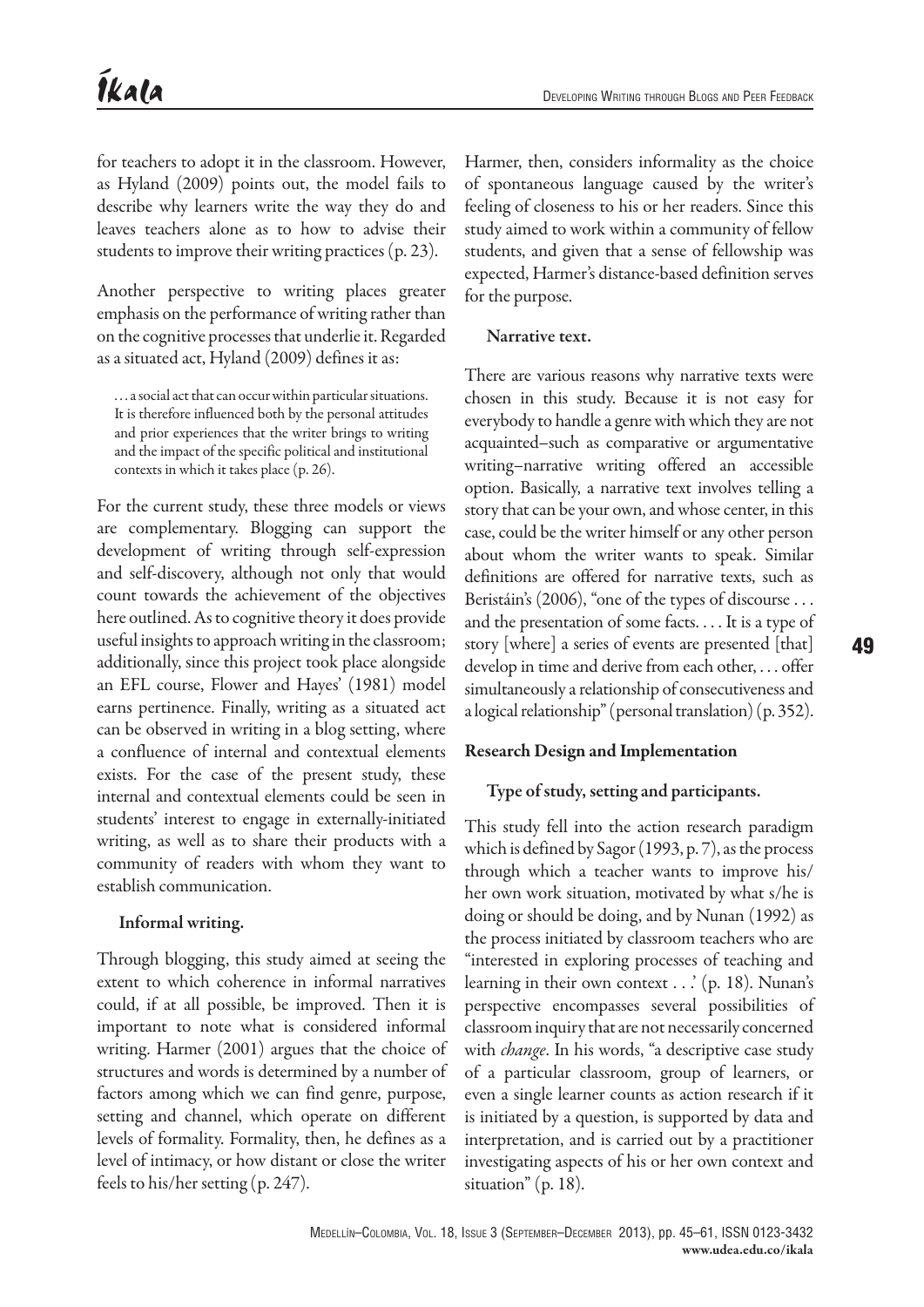for teachers to adopt it in the classroom. However, as Hyland (2009) points out, the model fails to describe why learners write the way they do and leaves teachers alone as to how to advise their students to improve their writing practices (p. 23).

Another perspective to writing places greater emphasis on the performance of writing rather than on the cognitive processes that underlie it. Regarded as a situated act, Hyland (2009) defines it as:

> . . . a social act that can occur within particular situations. It is therefore influenced both by the personal attitudes and prior experiences that the writer brings to writing and the impact of the specific political and institutional contexts in which it takes place (p. 26).

For the current study, these three models or views are complementary. Blogging can support the development of writing through self-expression and self-discovery, although not only that would count towards the achievement of the objectives here outlined. As to cognitive theory it does provide useful insights to approach writing in the classroom; additionally, since this project took place alongside an EFL course, Flower and Hayes' (1981) model earns pertinence. Finally, writing as a situated act can be observed in writing in a blog setting, where a confluence of internal and contextual elements exists. For the case of the present study, these internal and contextual elements could be seen in students' interest to engage in externally-initiated writing, as well as to share their products with a community of readers with whom they want to establish communication.

#### Informal writing.

Through blogging, this study aimed at seeing the extent to which coherence in informal narratives could, if at all possible, be improved. Then it is important to note what is considered informal writing. Harmer (2001) argues that the choice of structures and words is determined by a number of factors among which we can find genre, purpose, setting and channel, which operate on different levels of formality. Formality, then, he defines as a level of intimacy, or how distant or close the writer feels to his/her setting (p. 247).

Harmer, then, considers informality as the choice of spontaneous language caused by the writer's feeling of closeness to his or her readers. Since this study aimed to work within a community of fellow students, and given that a sense of fellowship was expected, Harmer's distance-based definition serves for the purpose.

#### Narrative text.

There are various reasons why narrative texts were chosen in this study. Because it is not easy for everybody to handle a genre with which they are not acquainted–such as comparative or argumentative writing–narrative writing offered an accessible option. Basically, a narrative text involves telling a story that can be your own, and whose center, in this case, could be the writer himself or any other person about whom the writer wants to speak. Similar definitions are offered for narrative texts, such as Beristáin's (2006), "one of the types of discourse . . . and the presentation of some facts. . . . It is a type of story [where] a series of events are presented [that] develop in time and derive from each other, . . . offer simultaneously a relationship of consecutiveness and a logical relationship" (personal translation) (p. 352).

### Research Design and Implementation

#### Type of study, setting and participants.

This study fell into the action research paradigm which is defined by Sagor (1993, p. 7), as the process through which a teacher wants to improve his/her own work situation, motivated by what s/he is doing or should be doing, and by Nunan (1992) as the process initiated by classroom teachers who are "interested in exploring processes of teaching and learning in their own context . . ." (p. 18). Nunan's perspective encompasses several possibilities of classroom inquiry that are not necessarily concerned with *change*. In his words, "a descriptive case study of a particular classroom, group of learners, or even a single learner counts as action research if it is initiated by a question, is supported by data and interpretation, and is carried out by a practitioner investigating aspects of his or her own context and situation" (p. 18).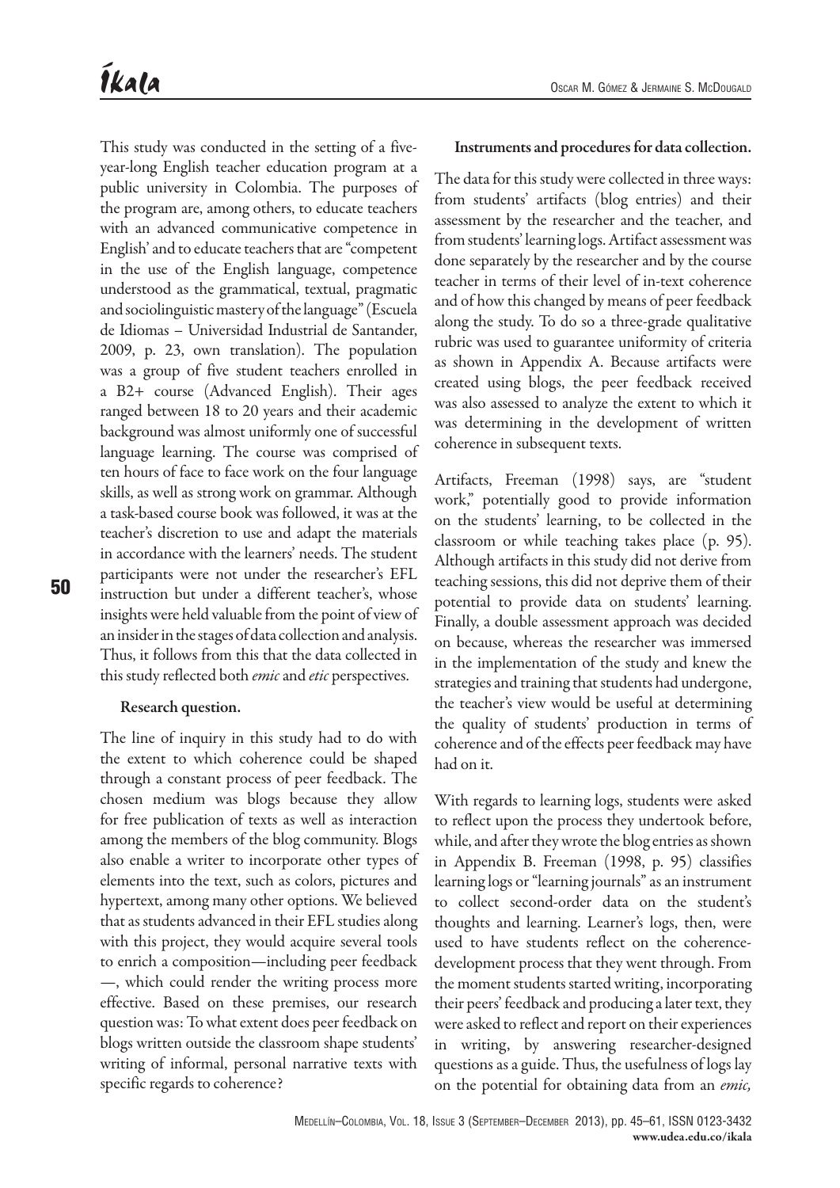This study was conducted in the setting of a five-year-long English teacher education program at a public university in Colombia. The purposes of the program are, among others, to educate teachers with an advanced communicative competence in English' and to educate teachers that are "competent in the use of the English language, competence understood as the grammatical, textual, pragmatic and sociolinguistic mastery of the language" (Escuela de Idiomas – Universidad Industrial de Santander, 2009, p. 23, own translation). The population was a group of five student teachers enrolled in a B2+ course (Advanced English). Their ages ranged between 18 to 20 years and their academic background was almost uniformly one of successful language learning. The course was comprised of ten hours of face to face work on the four language skills, as well as strong work on grammar. Although a task-based course book was followed, it was at the teacher's discretion to use and adapt the materials in accordance with the learners' needs. The student participants were not under the researcher's EFL instruction but under a different teacher's, whose insights were held valuable from the point of view of an insider in the stages of data collection and analysis. Thus, it follows from this that the data collected in this study reflected both *emic* and *etic* perspectives.

#### Research question.

The line of inquiry in this study had to do with the extent to which coherence could be shaped through a constant process of peer feedback. The chosen medium was blogs because they allow for free publication of texts as well as interaction among the members of the blog community. Blogs also enable a writer to incorporate other types of elements into the text, such as colors, pictures and hypertext, among many other options. We believed that as students advanced in their EFL studies along with this project, they would acquire several tools to enrich a composition—including peer feedback —, which could render the writing process more effective. Based on these premises, our research question was: To what extent does peer feedback on blogs written outside the classroom shape students' writing of informal, personal narrative texts with specific regards to coherence?

#### Instruments and procedures for data collection.

The data for this study were collected in three ways: from students' artifacts (blog entries) and their assessment by the researcher and the teacher, and from students' learning logs. Artifact assessment was done separately by the researcher and by the course teacher in terms of their level of in-text coherence and of how this changed by means of peer feedback along the study. To do so a three-grade qualitative rubric was used to guarantee uniformity of criteria as shown in Appendix A. Because artifacts were created using blogs, the peer feedback received was also assessed to analyze the extent to which it was determining in the development of written coherence in subsequent texts.

Artifacts, Freeman (1998) says, are "student work," potentially good to provide information on the students' learning, to be collected in the classroom or while teaching takes place (p. 95). Although artifacts in this study did not derive from teaching sessions, this did not deprive them of their potential to provide data on students' learning. Finally, a double assessment approach was decided on because, whereas the researcher was immersed in the implementation of the study and knew the strategies and training that students had undergone, the teacher's view would be useful at determining the quality of students' production in terms of coherence and of the effects peer feedback may have had on it.

With regards to learning logs, students were asked to reflect upon the process they undertook before, while, and after they wrote the blog entries as shown in Appendix B. Freeman (1998, p. 95) classifies learning logs or "learning journals" as an instrument to collect second-order data on the student's thoughts and learning. Learner's logs, then, were used to have students reflect on the coherence-development process that they went through. From the moment students started writing, incorporating their peers' feedback and producing a later text, they were asked to reflect and report on their experiences in writing, by answering researcher-designed questions as a guide. Thus, the usefulness of logs lay on the potential for obtaining data from an *emic,*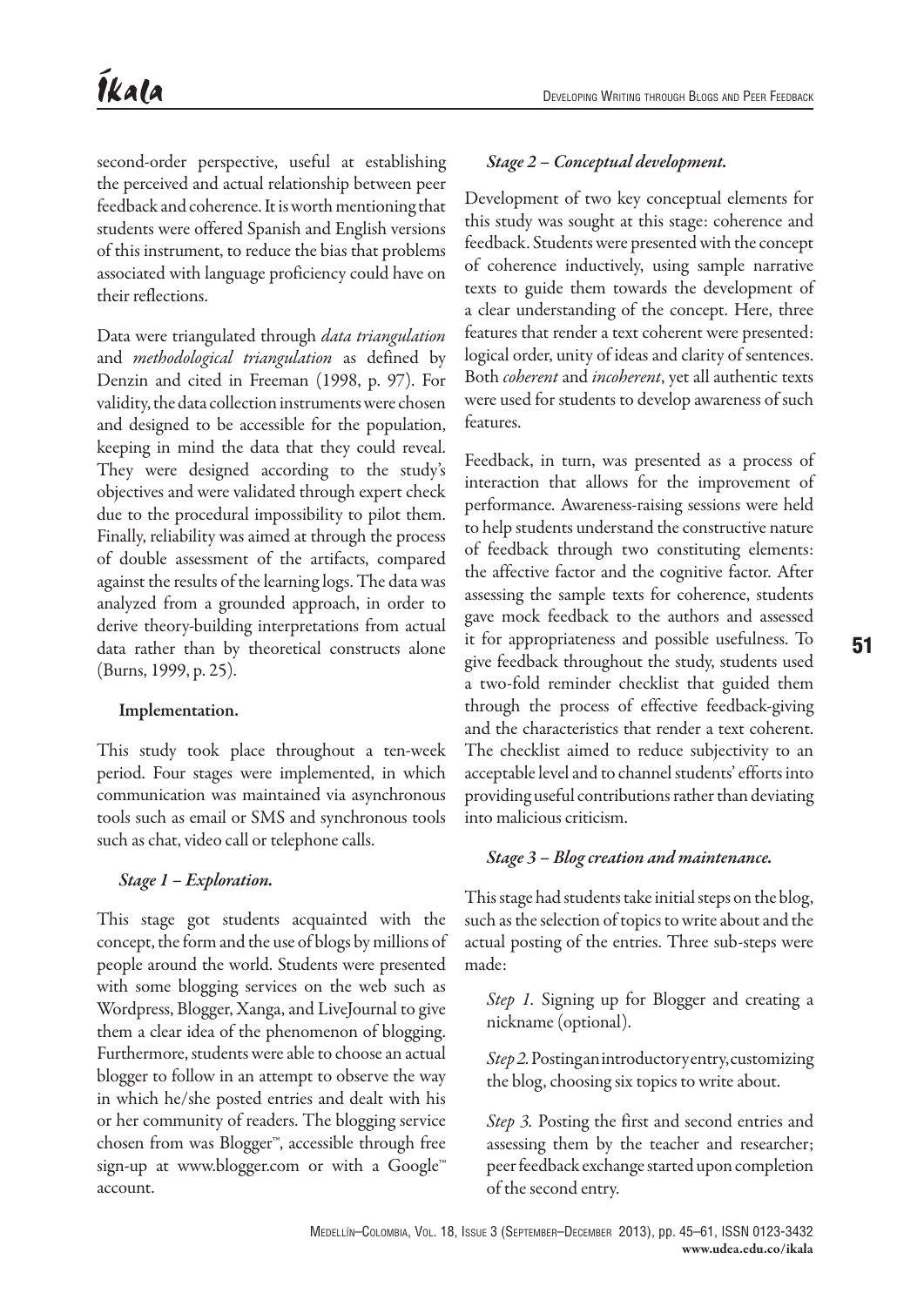second-order perspective, useful at establishing the perceived and actual relationship between peer feedback and coherence. It is worth mentioning that students were offered Spanish and English versions of this instrument, to reduce the bias that problems associated with language proficiency could have on their reflections.

Data were triangulated through *data triangulation* and *methodological triangulation* as defined by Denzin and cited in Freeman (1998, p. 97). For validity, the data collection instruments were chosen and designed to be accessible for the population, keeping in mind the data that they could reveal. They were designed according to the study's objectives and were validated through expert check due to the procedural impossibility to pilot them. Finally, reliability was aimed at through the process of double assessment of the artifacts, compared against the results of the learning logs. The data was analyzed from a grounded approach, in order to derive theory-building interpretations from actual data rather than by theoretical constructs alone (Burns, 1999, p. 25).

#### Implementation.

This study took place throughout a ten-week period. Four stages were implemented, in which communication was maintained via asynchronous tools such as email or SMS and synchronous tools such as chat, video call or telephone calls.

##### *Stage 1 – Exploration.*

This stage got students acquainted with the concept, the form and the use of blogs by millions of people around the world. Students were presented with some blogging services on the web such as Wordpress, Blogger, Xanga, and LiveJournal to give them a clear idea of the phenomenon of blogging. Furthermore, students were able to choose an actual blogger to follow in an attempt to observe the way in which he/she posted entries and dealt with his or her community of readers. The blogging service chosen from was Blogger™, accessible through free sign-up at www.blogger.com or with a Google™ account.

##### *Stage 2 – Conceptual development.*

Development of two key conceptual elements for this study was sought at this stage: coherence and feedback. Students were presented with the concept of coherence inductively, using sample narrative texts to guide them towards the development of a clear understanding of the concept. Here, three features that render a text coherent were presented: logical order, unity of ideas and clarity of sentences. Both *coherent* and *incoherent*, yet all authentic texts were used for students to develop awareness of such features.

Feedback, in turn, was presented as a process of interaction that allows for the improvement of performance. Awareness-raising sessions were held to help students understand the constructive nature of feedback through two constituting elements: the affective factor and the cognitive factor. After assessing the sample texts for coherence, students gave mock feedback to the authors and assessed it for appropriateness and possible usefulness. To give feedback throughout the study, students used a two-fold reminder checklist that guided them through the process of effective feedback-giving and the characteristics that render a text coherent. The checklist aimed to reduce subjectivity to an acceptable level and to channel students' efforts into providing useful contributions rather than deviating into malicious criticism.

##### *Stage 3 – Blog creation and maintenance.*

This stage had students take initial steps on the blog, such as the selection of topics to write about and the actual posting of the entries. Three sub-steps were made:

*Step 1.* Signing up for Blogger and creating a nickname (optional).

*Step 2.* Posting an introductory entry, customizing the blog, choosing six topics to write about.

*Step 3.* Posting the first and second entries and assessing them by the teacher and researcher; peer feedback exchange started upon completion of the second entry.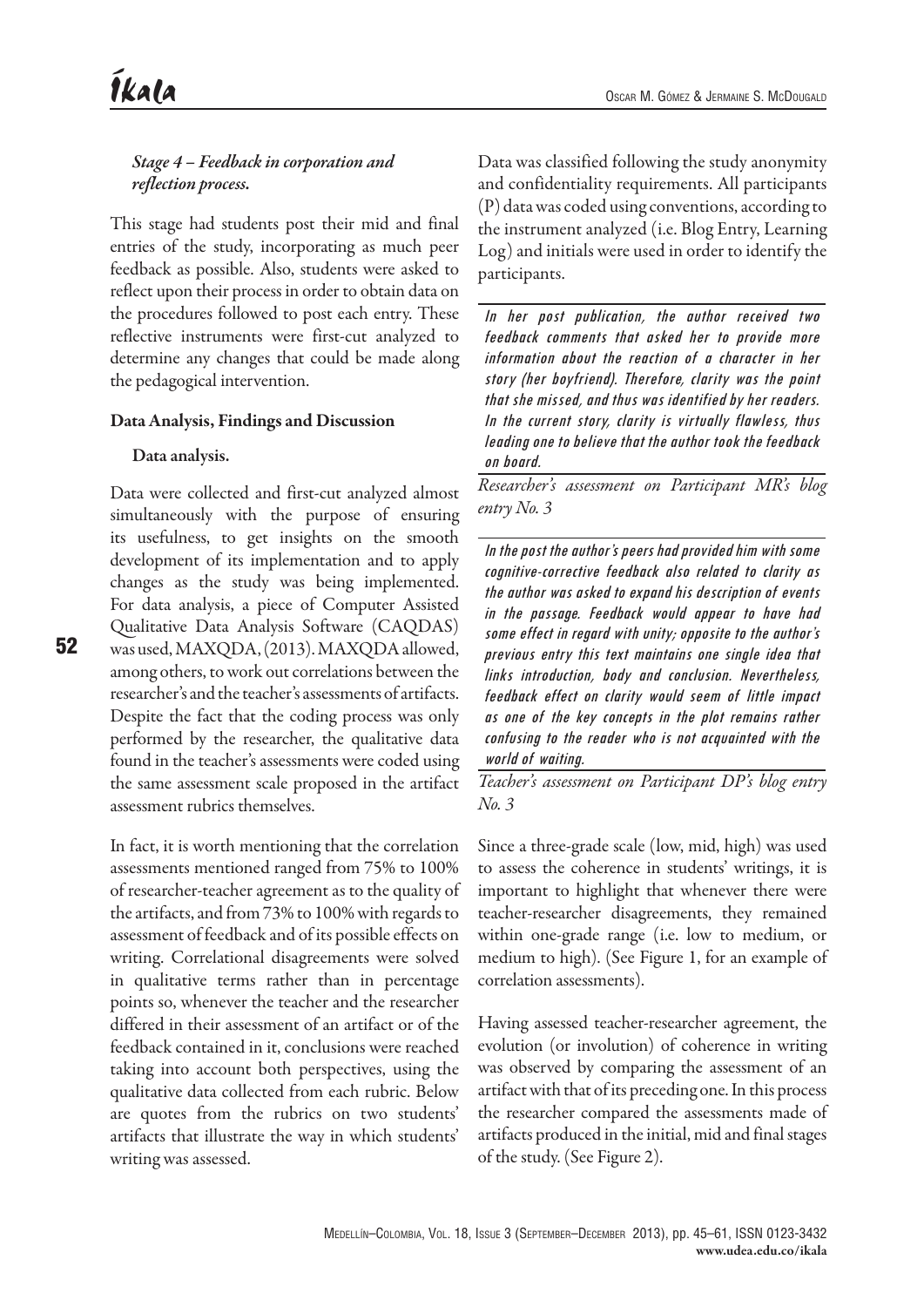*Stage 4 – Feedback in corporation and reflection process.*

This stage had students post their mid and final entries of the study, incorporating as much peer feedback as possible. Also, students were asked to reflect upon their process in order to obtain data on the procedures followed to post each entry. These reflective instruments were first-cut analyzed to determine any changes that could be made along the pedagogical intervention.

## Data Analysis, Findings and Discussion

### Data analysis.

Data were collected and first-cut analyzed almost simultaneously with the purpose of ensuring its usefulness, to get insights on the smooth development of its implementation and to apply changes as the study was being implemented. For data analysis, a piece of Computer Assisted Qualitative Data Analysis Software (CAQDAS) was used, MAXQDA, (2013). MAXQDA allowed, among others, to work out correlations between the researcher's and the teacher's assessments of artifacts. Despite the fact that the coding process was only performed by the researcher, the qualitative data found in the teacher's assessments were coded using the same assessment scale proposed in the artifact assessment rubrics themselves.

In fact, it is worth mentioning that the correlation assessments mentioned ranged from 75% to 100% of researcher-teacher agreement as to the quality of the artifacts, and from 73% to 100% with regards to assessment of feedback and of its possible effects on writing. Correlational disagreements were solved in qualitative terms rather than in percentage points so, whenever the teacher and the researcher differed in their assessment of an artifact or of the feedback contained in it, conclusions were reached taking into account both perspectives, using the qualitative data collected from each rubric. Below are quotes from the rubrics on two students' artifacts that illustrate the way in which students' writing was assessed.

Data was classified following the study anonymity and confidentiality requirements. All participants (P) data was coded using conventions, according to the instrument analyzed (i.e. Blog Entry, Learning Log) and initials were used in order to identify the participants.

> *In her post publication, the author received two feedback comments that asked her to provide more information about the reaction of a character in her story (her boyfriend). Therefore, clarity was the point that she missed, and thus was identified by her readers. In the current story, clarity is virtually flawless, thus leading one to believe that the author took the feedback on board.*

*Researcher's assessment on Participant MR's blog entry No. 3*

> *In the post the author's peers had provided him with some cognitive-corrective feedback also related to clarity as the author was asked to expand his description of events in the passage. Feedback would appear to have had some effect in regard with unity; opposite to the author's previous entry this text maintains one single idea that links introduction, body and conclusion. Nevertheless, feedback effect on clarity would seem of little impact as one of the key concepts in the plot remains rather confusing to the reader who is not acquainted with the world of waiting.*

*Teacher's assessment on Participant DP's blog entry No. 3*

Since a three-grade scale (low, mid, high) was used to assess the coherence in students' writings, it is important to highlight that whenever there were teacher-researcher disagreements, they remained within one-grade range (i.e. low to medium, or medium to high). (See Figure 1, for an example of correlation assessments).

Having assessed teacher-researcher agreement, the evolution (or involution) of coherence in writing was observed by comparing the assessment of an artifact with that of its preceding one. In this process the researcher compared the assessments made of artifacts produced in the initial, mid and final stages of the study. (See Figure 2).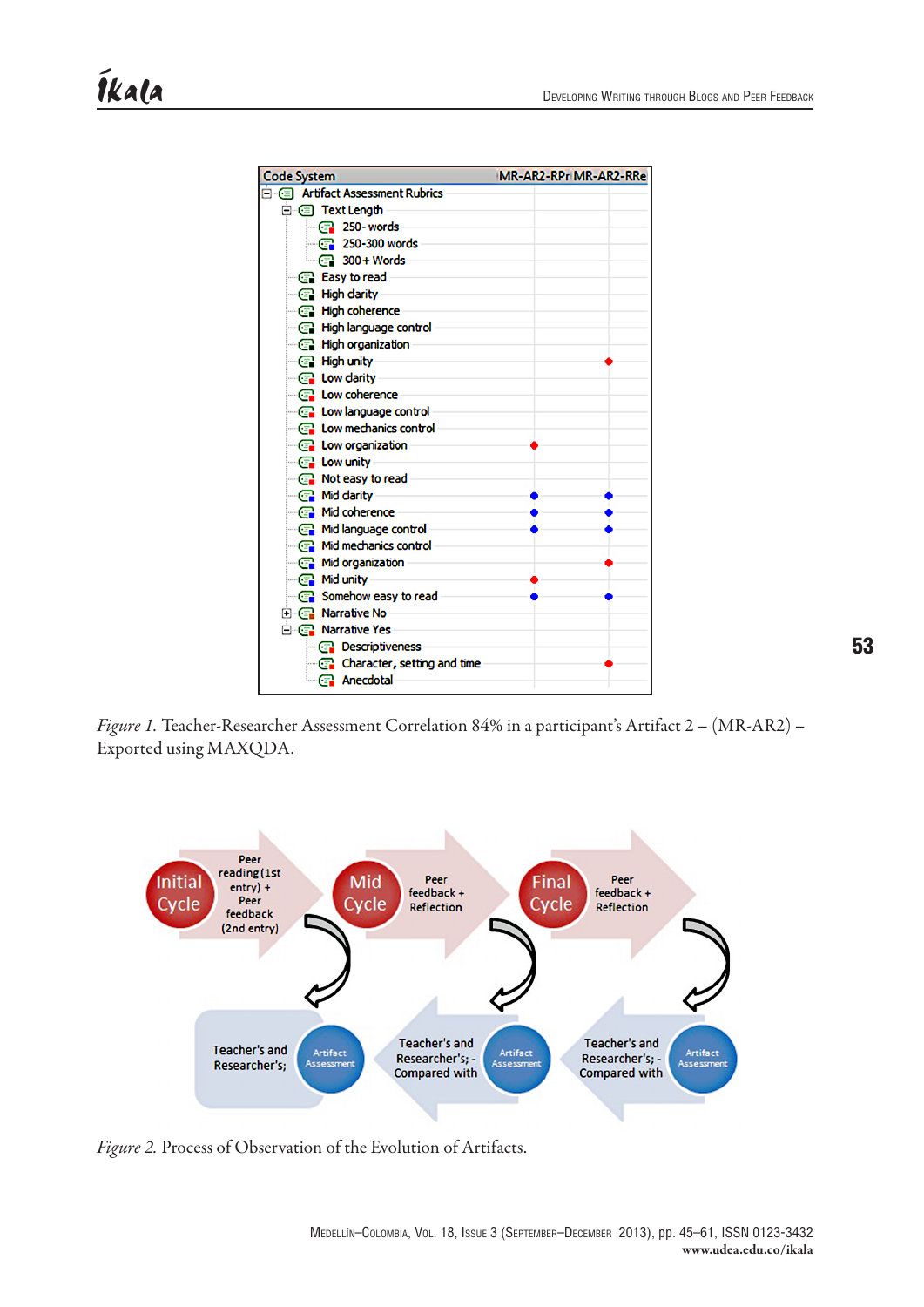*Figure 1.* Teacher-Researcher Assessment Correlation 84% in a participant's Artifact 2 – (MR-AR2) – Exported using MAXQDA.

*Figure 2.* Process of Observation of the Evolution of Artifacts.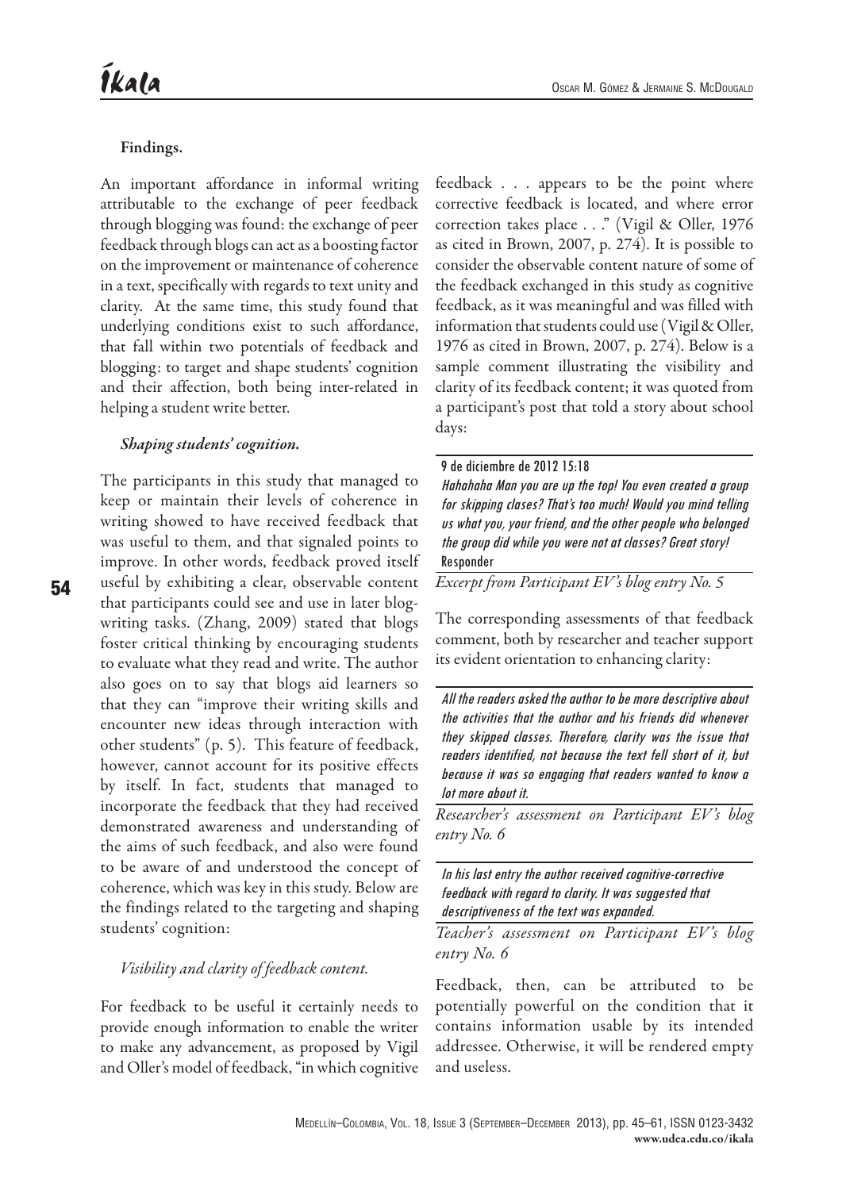#### Findings.

An important affordance in informal writing attributable to the exchange of peer feedback through blogging was found: the exchange of peer feedback through blogs can act as a boosting factor on the improvement or maintenance of coherence in a text, specifically with regards to text unity and clarity. At the same time, this study found that underlying conditions exist to such affordance, that fall within two potentials of feedback and blogging: to target and shape students' cognition and their affection, both being inter-related in helping a student write better.

##### *Shaping students' cognition.*

The participants in this study that managed to keep or maintain their levels of coherence in writing showed to have received feedback that was useful to them, and that signaled points to improve. In other words, feedback proved itself useful by exhibiting a clear, observable content that participants could see and use in later blog-writing tasks. (Zhang, 2009) stated that blogs foster critical thinking by encouraging students to evaluate what they read and write. The author also goes on to say that blogs aid learners so that they can "improve their writing skills and encounter new ideas through interaction with other students" (p. 5). This feature of feedback, however, cannot account for its positive effects by itself. In fact, students that managed to incorporate the feedback that they had received demonstrated awareness and understanding of the aims of such feedback, and also were found to be aware of and understood the concept of coherence, which was key in this study. Below are the findings related to the targeting and shaping students' cognition:

*Visibility and clarity of feedback content.*

For feedback to be useful it certainly needs to provide enough information to enable the writer to make any advancement, as proposed by Vigil and Oller's model of feedback, "in which cognitive feedback . . . appears to be the point where corrective feedback is located, and where error correction takes place . . ." (Vigil & Oller, 1976 as cited in Brown, 2007, p. 274). It is possible to consider the observable content nature of some of the feedback exchanged in this study as cognitive feedback, as it was meaningful and was filled with information that students could use (Vigil & Oller, 1976 as cited in Brown, 2007, p. 274). Below is a sample comment illustrating the visibility and clarity of its feedback content; it was quoted from a participant's post that told a story about school days:

> 9 de diciembre de 2012 15:18
> *Hahahaha Man you are up the top! You even created a group for skipping clases? That's too much! Would you mind telling us what you, your friend, and the other people who belonged the group did while you were not at classes? Great story!*
> Responder

*Excerpt from Participant EV's blog entry No. 5*

The corresponding assessments of that feedback comment, both by researcher and teacher support its evident orientation to enhancing clarity:

> *All the readers asked the author to be more descriptive about the activities that the author and his friends did whenever they skipped classes. Therefore, clarity was the issue that readers identified, not because the text fell short of it, but because it was so engaging that readers wanted to know a lot more about it.*

*Researcher's assessment on Participant EV's blog entry No. 6*

> *In his last entry the author received cognitive-corrective feedback with regard to clarity. It was suggested that descriptiveness of the text was expanded.*

*Teacher's assessment on Participant EV's blog entry No. 6*

Feedback, then, can be attributed to be potentially powerful on the condition that it contains information usable by its intended addressee. Otherwise, it will be rendered empty and useless.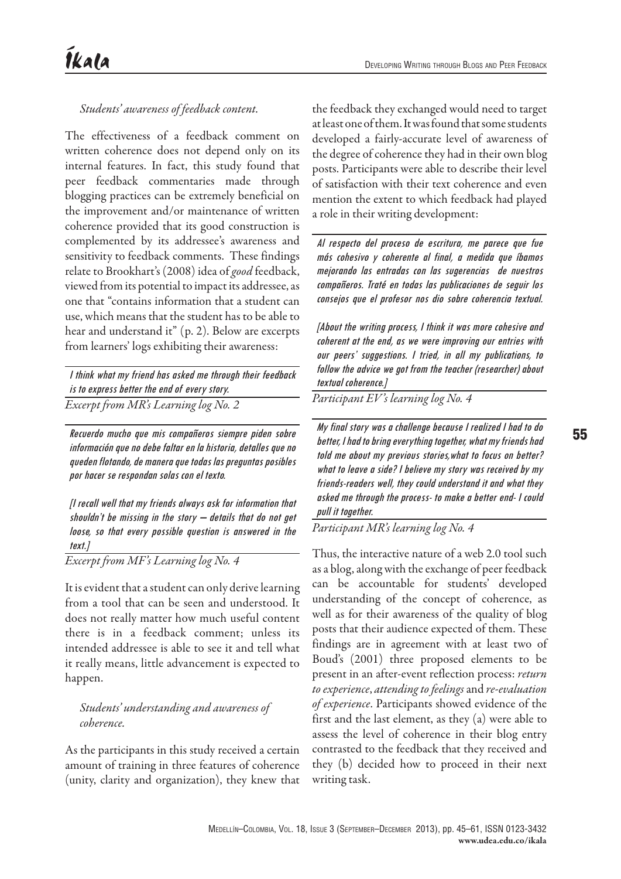*Students' awareness of feedback content.*

The effectiveness of a feedback comment on written coherence does not depend only on its internal features. In fact, this study found that peer feedback commentaries made through blogging practices can be extremely beneficial on the improvement and/or maintenance of written coherence provided that its good construction is complemented by its addressee's awareness and sensitivity to feedback comments. These findings relate to Brookhart's (2008) idea of *good* feedback, viewed from its potential to impact its addressee, as one that "contains information that a student can use, which means that the student has to be able to hear and understand it" (p. 2). Below are excerpts from learners' logs exhibiting their awareness:

> *I think what my friend has asked me through their feedback is to express better the end of every story.*
>
> *Excerpt from MR's Learning log No. 2*

> *Recuerdo mucho que mis compañeros siempre piden sobre información que no debe faltar en la historia, detalles que no queden flotando, de manera que todas las preguntas posibles por hacer se respondan solas con el texto.*
>
> *[I recall well that my friends always ask for information that shouldn't be missing in the story — details that do not get loose, so that every possible question is answered in the text.]*
>
> *Excerpt from MF's Learning log No. 4*

It is evident that a student can only derive learning from a tool that can be seen and understood. It does not really matter how much useful content there is in a feedback comment; unless its intended addressee is able to see it and tell what it really means, little advancement is expected to happen.

*Students' understanding and awareness of coherence.*

As the participants in this study received a certain amount of training in three features of coherence (unity, clarity and organization), they knew that the feedback they exchanged would need to target at least one of them. It was found that some students developed a fairly-accurate level of awareness of the degree of coherence they had in their own blog posts. Participants were able to describe their level of satisfaction with their text coherence and even mention the extent to which feedback had played a role in their writing development:

> *Al respecto del proceso de escritura, me parece que fue más cohesivo y coherente al final, a medida que íbamos mejorando las entradas con las sugerencias de nuestros compañeros. Traté en todas las publicaciones de seguir los consejos que el profesor nos dio sobre coherencia textual.*
>
> *[About the writing process, I think it was more cohesive and coherent at the end, as we were improving our entries with our peers' suggestions. I tried, in all my publications, to follow the advice we got from the teacher (researcher) about textual coherence.]*
>
> *Participant EV's learning log No. 4*

> *My final story was a challenge because I realized I had to do better, I had to bring everything together, what my friends had told me about my previous stories,what to focus on better? what to leave a side? I believe my story was received by my friends-readers well, they could understand it and what they asked me through the process- to make a better end- I could pull it together.*
>
> *Participant MR's learning log No. 4*

Thus, the interactive nature of a web 2.0 tool such as a blog, along with the exchange of peer feedback can be accountable for students' developed understanding of the concept of coherence, as well as for their awareness of the quality of blog posts that their audience expected of them. These findings are in agreement with at least two of Boud's (2001) three proposed elements to be present in an after-event reflection process: *return to experience*, *attending to feelings* and *re-evaluation of experience*. Participants showed evidence of the first and the last element, as they (a) were able to assess the level of coherence in their blog entry contrasted to the feedback that they received and they (b) decided how to proceed in their next writing task.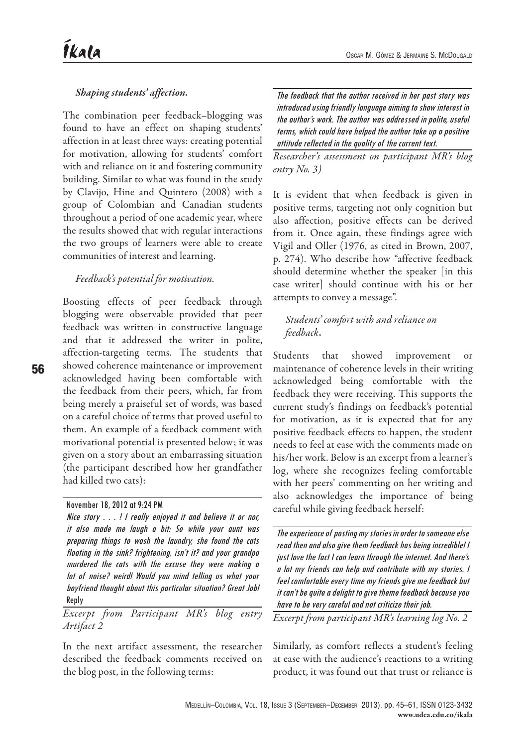### *Shaping students' affection.*

The combination peer feedback–blogging was found to have an effect on shaping students' affection in at least three ways: creating potential for motivation, allowing for students' comfort with and reliance on it and fostering community building. Similar to what was found in the study by Clavijo, Hine and Quintero (2008) with a group of Colombian and Canadian students throughout a period of one academic year, where the results showed that with regular interactions the two groups of learners were able to create communities of interest and learning.

#### *Feedback's potential for motivation.*

Boosting effects of peer feedback through blogging were observable provided that peer feedback was written in constructive language and that it addressed the writer in polite, affection-targeting terms. The students that showed coherence maintenance or improvement acknowledged having been comfortable with the feedback from their peers, which, far from being merely a praiseful set of words, was based on a careful choice of terms that proved useful to them. An example of a feedback comment with motivational potential is presented below; it was given on a story about an embarrassing situation (the participant described how her grandfather had killed two cats):

> November 18, 2012 at 9:24 PM
>
> *Nice story . . . ! I really enjoyed it and believe it or nor, it also made me laugh a bit: So while your aunt was preparing things to wash the laundry, she found the cats floating in the sink? frightening, isn't it? and your grandpa murdered the cats with the excuse they were making a lot of noise? weird! Would you mind telling us what your boyfriend thought about this particular situation? Great Job!*
>
> Reply

*Excerpt from Participant MR's blog entry Artifact 2*

In the next artifact assessment, the researcher described the feedback comments received on the blog post, in the following terms:

> *The feedback that the author received in her past story was introduced using friendly language aiming to show interest in the author's work. The author was addressed in polite, useful terms, which could have helped the author take up a positive attitude reflected in the quality of the current text.*

*Researcher's assessment on participant MR's blog entry No. 3)*

It is evident that when feedback is given in positive terms, targeting not only cognition but also affection, positive effects can be derived from it. Once again, these findings agree with Vigil and Oller (1976, as cited in Brown, 2007, p. 274). Who describe how "affective feedback should determine whether the speaker [in this case writer] should continue with his or her attempts to convey a message".

#### *Students' comfort with and reliance on feedback.*

Students that showed improvement or maintenance of coherence levels in their writing acknowledged being comfortable with the feedback they were receiving. This supports the current study's findings on feedback's potential for motivation, as it is expected that for any positive feedback effects to happen, the student needs to feel at ease with the comments made on his/her work. Below is an excerpt from a learner's log, where she recognizes feeling comfortable with her peers' commenting on her writing and also acknowledges the importance of being careful while giving feedback herself:

> *The experience of posting my stories in order to someone else read then and also give them feedback has being incredible! I just love the fact I can learn through the internet. And there's a lot my friends can help and contribute with my stories. I feel comfortable every time my friends give me feedback but it can't be quite a delight to give theme feedback because you have to be very careful and not criticize their job.*

*Excerpt from participant MR's learning log No. 2*

Similarly, as comfort reflects a student's feeling at ease with the audience's reactions to a writing product, it was found out that trust or reliance is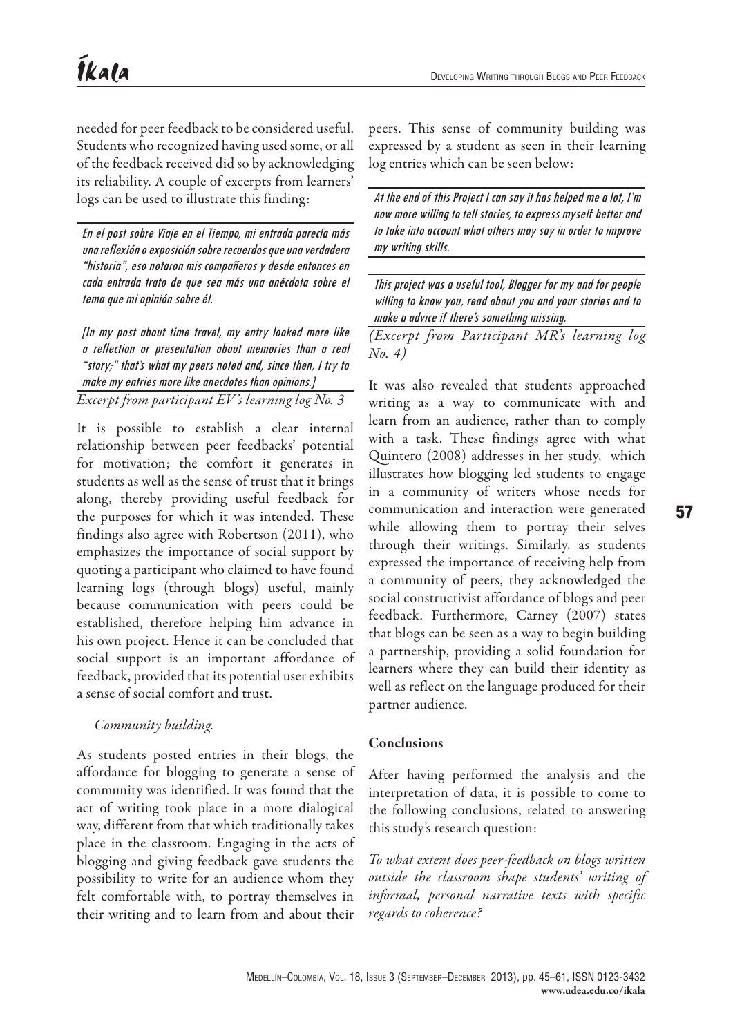needed for peer feedback to be considered useful. Students who recognized having used some, or all of the feedback received did so by acknowledging its reliability. A couple of excerpts from learners' logs can be used to illustrate this finding:

> *En el post sobre Viaje en el Tiempo, mi entrada parecía más una reflexión o exposición sobre recuerdos que una verdadera "historia", eso notaron mis compañeros y desde entonces en cada entrada trato de que sea más una anécdota sobre el tema que mi opinión sobre él.*
>
> *[In my post about time travel, my entry looked more like a reflection or presentation about memories than a real "story;" that's what my peers noted and, since then, I try to make my entries more like anecdotes than opinions.]*
>
> *Excerpt from participant EV's learning log No. 3*

It is possible to establish a clear internal relationship between peer feedbacks' potential for motivation; the comfort it generates in students as well as the sense of trust that it brings along, thereby providing useful feedback for the purposes for which it was intended. These findings also agree with Robertson (2011), who emphasizes the importance of social support by quoting a participant who claimed to have found learning logs (through blogs) useful, mainly because communication with peers could be established, therefore helping him advance in his own project. Hence it can be concluded that social support is an important affordance of feedback, provided that its potential user exhibits a sense of social comfort and trust.

*Community building.*

As students posted entries in their blogs, the affordance for blogging to generate a sense of community was identified. It was found that the act of writing took place in a more dialogical way, different from that which traditionally takes place in the classroom. Engaging in the acts of blogging and giving feedback gave students the possibility to write for an audience whom they felt comfortable with, to portray themselves in their writing and to learn from and about their peers. This sense of community building was expressed by a student as seen in their learning log entries which can be seen below:

> *At the end of this Project I can say it has helped me a lot, I'm now more willing to tell stories, to express myself better and to take into account what others may say in order to improve my writing skills.*
>
> *This project was a useful tool, Blogger for my and for people willing to know you, read about you and your stories and to make a advice if there's something missing.*
>
> *(Excerpt from Participant MR's learning log No. 4)*

It was also revealed that students approached writing as a way to communicate with and learn from an audience, rather than to comply with a task. These findings agree with what Quintero (2008) addresses in her study, which illustrates how blogging led students to engage in a community of writers whose needs for communication and interaction were generated while allowing them to portray their selves through their writings. Similarly, as students expressed the importance of receiving help from a community of peers, they acknowledged the social constructivist affordance of blogs and peer feedback. Furthermore, Carney (2007) states that blogs can be seen as a way to begin building a partnership, providing a solid foundation for learners where they can build their identity as well as reflect on the language produced for their partner audience.

## Conclusions

After having performed the analysis and the interpretation of data, it is possible to come to the following conclusions, related to answering this study's research question:

*To what extent does peer-feedback on blogs written outside the classroom shape students' writing of informal, personal narrative texts with specific regards to coherence?*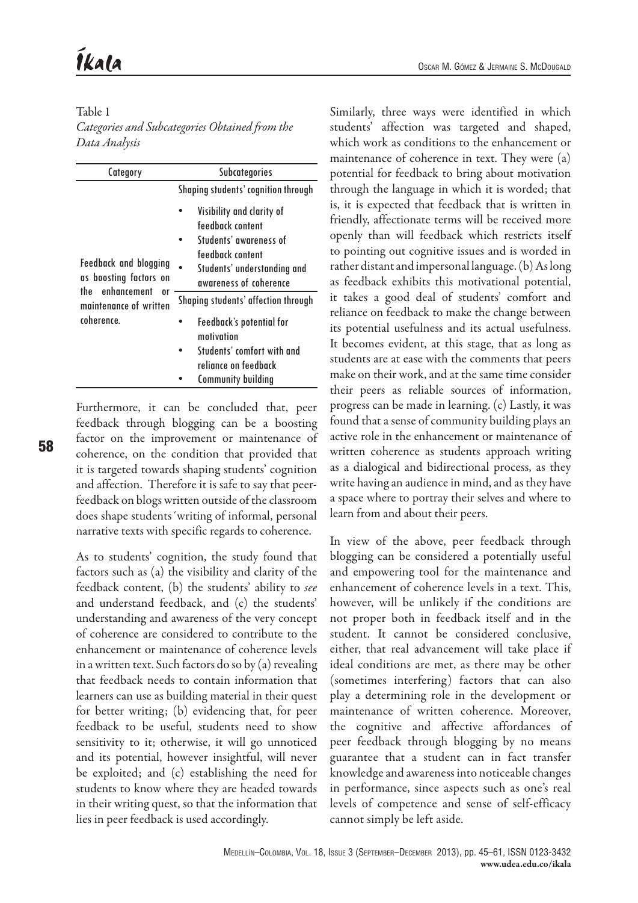Table 1
*Categories and Subcategories Obtained from the Data Analysis*

| Category | Subcategories |
|---|---|
| Feedback and blogging as boosting factors on the enhancement or maintenance of written coherence. | Shaping students' cognition through<br>• Visibility and clarity of feedback content<br>• Students' awareness of feedback content<br>• Students' understanding and awareness of coherence |
| | Shaping students' affection through<br>• Feedback's potential for motivation<br>• Students' comfort with and reliance on feedback<br>• Community building |

Furthermore, it can be concluded that, peer feedback through blogging can be a boosting factor on the improvement or maintenance of coherence, on the condition that provided that it is targeted towards shaping students' cognition and affection. Therefore it is safe to say that peer-feedback on blogs written outside of the classroom does shape students´writing of informal, personal narrative texts with specific regards to coherence.

As to students' cognition, the study found that factors such as (a) the visibility and clarity of the feedback content, (b) the students' ability to *see* and understand feedback, and (c) the students' understanding and awareness of the very concept of coherence are considered to contribute to the enhancement or maintenance of coherence levels in a written text. Such factors do so by (a) revealing that feedback needs to contain information that learners can use as building material in their quest for better writing; (b) evidencing that, for peer feedback to be useful, students need to show sensitivity to it; otherwise, it will go unnoticed and its potential, however insightful, will never be exploited; and (c) establishing the need for students to know where they are headed towards in their writing quest, so that the information that lies in peer feedback is used accordingly.

Similarly, three ways were identified in which students' affection was targeted and shaped, which work as conditions to the enhancement or maintenance of coherence in text. They were (a) potential for feedback to bring about motivation through the language in which it is worded; that is, it is expected that feedback that is written in friendly, affectionate terms will be received more openly than will feedback which restricts itself to pointing out cognitive issues and is worded in rather distant and impersonal language. (b) As long as feedback exhibits this motivational potential, it takes a good deal of students' comfort and reliance on feedback to make the change between its potential usefulness and its actual usefulness. It becomes evident, at this stage, that as long as students are at ease with the comments that peers make on their work, and at the same time consider their peers as reliable sources of information, progress can be made in learning. (c) Lastly, it was found that a sense of community building plays an active role in the enhancement or maintenance of written coherence as students approach writing as a dialogical and bidirectional process, as they write having an audience in mind, and as they have a space where to portray their selves and where to learn from and about their peers.

In view of the above, peer feedback through blogging can be considered a potentially useful and empowering tool for the maintenance and enhancement of coherence levels in a text. This, however, will be unlikely if the conditions are not proper both in feedback itself and in the student. It cannot be considered conclusive, either, that real advancement will take place if ideal conditions are met, as there may be other (sometimes interfering) factors that can also play a determining role in the development or maintenance of written coherence. Moreover, the cognitive and affective affordances of peer feedback through blogging by no means guarantee that a student can in fact transfer knowledge and awareness into noticeable changes in performance, since aspects such as one's real levels of competence and sense of self-efficacy cannot simply be left aside.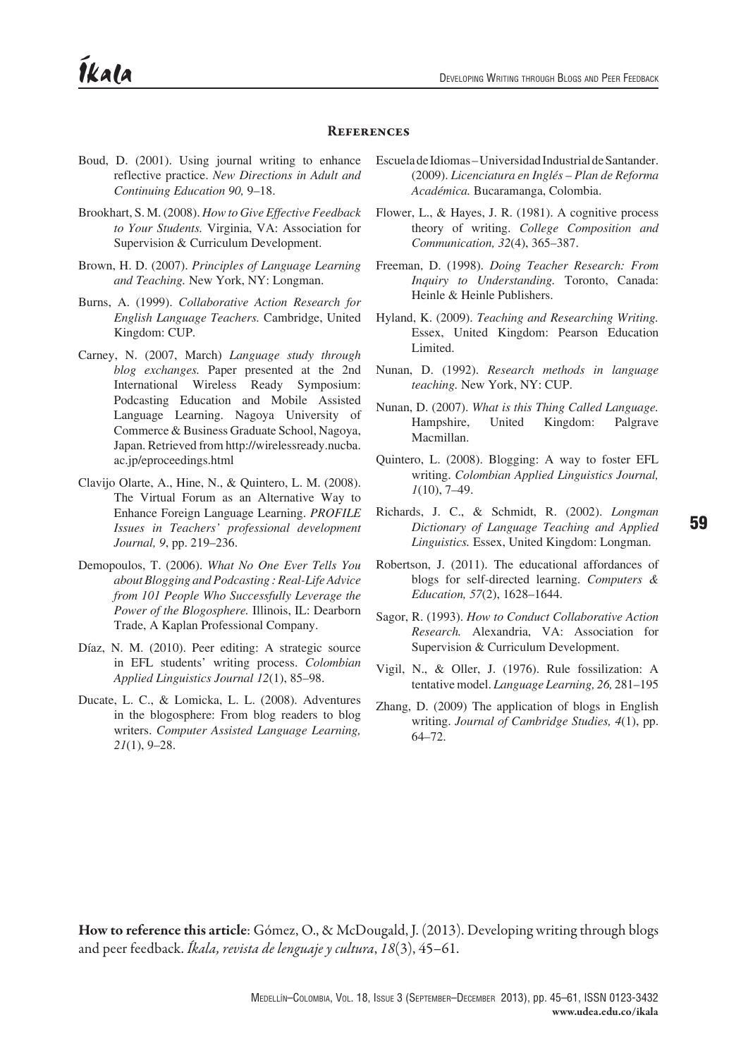## References

Boud, D. (2001). Using journal writing to enhance reflective practice. *New Directions in Adult and Continuing Education 90,* 9–18.

Brookhart, S. M. (2008). *How to Give Effective Feedback to Your Students.* Virginia, VA: Association for Supervision & Curriculum Development.

Brown, H. D. (2007). *Principles of Language Learning and Teaching.* New York, NY: Longman.

Burns, A. (1999). *Collaborative Action Research for English Language Teachers.* Cambridge, United Kingdom: CUP.

Carney, N. (2007, March) *Language study through blog exchanges.* Paper presented at the 2nd International Wireless Ready Symposium: Podcasting Education and Mobile Assisted Language Learning. Nagoya University of Commerce & Business Graduate School, Nagoya, Japan. Retrieved from http://wirelessready.nucba.ac.jp/eproceedings.html

Clavijo Olarte, A., Hine, N., & Quintero, L. M. (2008). The Virtual Forum as an Alternative Way to Enhance Foreign Language Learning. *PROFILE Issues in Teachers' professional development Journal, 9*, pp. 219–236.

Demopoulos, T. (2006). *What No One Ever Tells You about Blogging and Podcasting : Real-Life Advice from 101 People Who Successfully Leverage the Power of the Blogosphere.* Illinois, IL: Dearborn Trade, A Kaplan Professional Company.

Díaz, N. M. (2010). Peer editing: A strategic source in EFL students' writing process. *Colombian Applied Linguistics Journal 12*(1), 85–98.

Ducate, L. C., & Lomicka, L. L. (2008). Adventures in the blogosphere: From blog readers to blog writers. *Computer Assisted Language Learning, 21*(1), 9–28.

Escuela de Idiomas – Universidad Industrial de Santander. (2009). *Licenciatura en Inglés – Plan de Reforma Académica.* Bucaramanga, Colombia.

Flower, L., & Hayes, J. R. (1981). A cognitive process theory of writing. *College Composition and Communication, 32*(4), 365–387.

Freeman, D. (1998). *Doing Teacher Research: From Inquiry to Understanding.* Toronto, Canada: Heinle & Heinle Publishers.

Hyland, K. (2009). *Teaching and Researching Writing.* Essex, United Kingdom: Pearson Education Limited.

Nunan, D. (1992). *Research methods in language teaching.* New York, NY: CUP.

Nunan, D. (2007). *What is this Thing Called Language.* Hampshire, United Kingdom: Palgrave Macmillan.

Quintero, L. (2008). Blogging: A way to foster EFL writing. *Colombian Applied Linguistics Journal, 1*(10), 7–49.

Richards, J. C., & Schmidt, R. (2002). *Longman Dictionary of Language Teaching and Applied Linguistics.* Essex, United Kingdom: Longman.

Robertson, J. (2011). The educational affordances of blogs for self-directed learning. *Computers & Education, 57*(2), 1628–1644.

Sagor, R. (1993). *How to Conduct Collaborative Action Research.* Alexandria, VA: Association for Supervision & Curriculum Development.

Vigil, N., & Oller, J. (1976). Rule fossilization: A tentative model. *Language Learning, 26,* 281–195

Zhang, D. (2009) The application of blogs in English writing. *Journal of Cambridge Studies, 4*(1), pp. 64–72.

**How to reference this article**: Gómez, O., & McDougald, J. (2013). Developing writing through blogs and peer feedback. *Íkala, revista de lenguaje y cultura*, *18*(3), 45–61.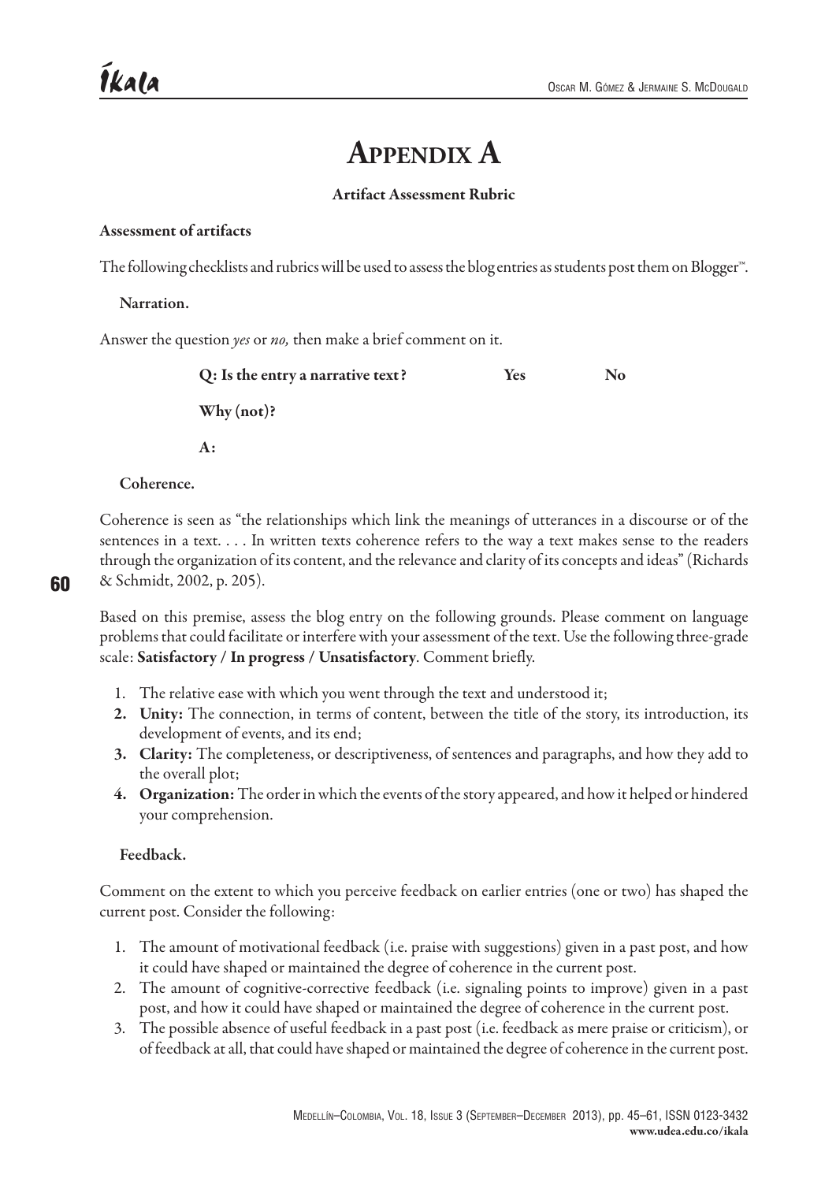# Appendix A

**Artifact Assessment Rubric**

**Assessment of artifacts**

The following checklists and rubrics will be used to assess the blog entries as students post them on Blogger™.

**Narration.**

Answer the question *yes* or *no,* then make a brief comment on it.

**Q: Is the entry a narrative text?** **Yes** **No**

**Why (not)?**

**A:**

**Coherence.**

Coherence is seen as "the relationships which link the meanings of utterances in a discourse or of the sentences in a text. . . . In written texts coherence refers to the way a text makes sense to the readers through the organization of its content, and the relevance and clarity of its concepts and ideas" (Richards & Schmidt, 2002, p. 205).

Based on this premise, assess the blog entry on the following grounds. Please comment on language problems that could facilitate or interfere with your assessment of the text. Use the following three-grade scale: **Satisfactory / In progress / Unsatisfactory**. Comment briefly.

1. The relative ease with which you went through the text and understood it;
2. **Unity:** The connection, in terms of content, between the title of the story, its introduction, its development of events, and its end;
3. **Clarity:** The completeness, or descriptiveness, of sentences and paragraphs, and how they add to the overall plot;
4. **Organization:** The order in which the events of the story appeared, and how it helped or hindered your comprehension.

**Feedback.**

Comment on the extent to which you perceive feedback on earlier entries (one or two) has shaped the current post. Consider the following:

1. The amount of motivational feedback (i.e. praise with suggestions) given in a past post, and how it could have shaped or maintained the degree of coherence in the current post.
2. The amount of cognitive-corrective feedback (i.e. signaling points to improve) given in a past post, and how it could have shaped or maintained the degree of coherence in the current post.
3. The possible absence of useful feedback in a past post (i.e. feedback as mere praise or criticism), or of feedback at all, that could have shaped or maintained the degree of coherence in the current post.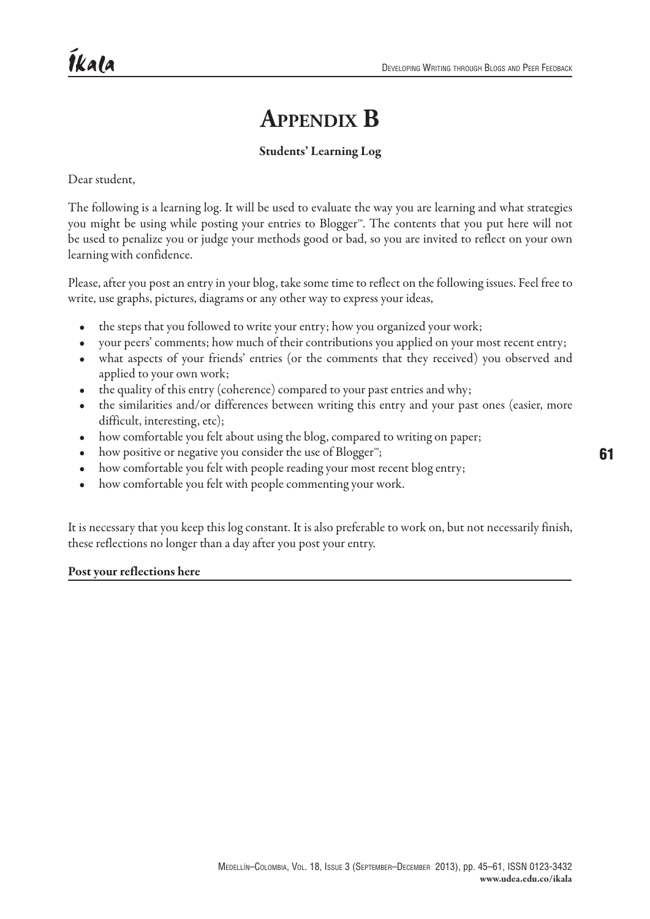# Appendix B

**Students' Learning Log**

Dear student,

The following is a learning log. It will be used to evaluate the way you are learning and what strategies you might be using while posting your entries to Blogger™. The contents that you put here will not be used to penalize you or judge your methods good or bad, so you are invited to reflect on your own learning with confidence.

Please, after you post an entry in your blog, take some time to reflect on the following issues. Feel free to write, use graphs, pictures, diagrams or any other way to express your ideas,

- the steps that you followed to write your entry; how you organized your work;
- your peers' comments; how much of their contributions you applied on your most recent entry;
- what aspects of your friends' entries (or the comments that they received) you observed and applied to your own work;
- the quality of this entry (coherence) compared to your past entries and why;
- the similarities and/or differences between writing this entry and your past ones (easier, more difficult, interesting, etc);
- how comfortable you felt about using the blog, compared to writing on paper;
- how positive or negative you consider the use of Blogger™;
- how comfortable you felt with people reading your most recent blog entry;
- how comfortable you felt with people commenting your work.

It is necessary that you keep this log constant. It is also preferable to work on, but not necessarily finish, these reflections no longer than a day after you post your entry.

**Post your reflections here**